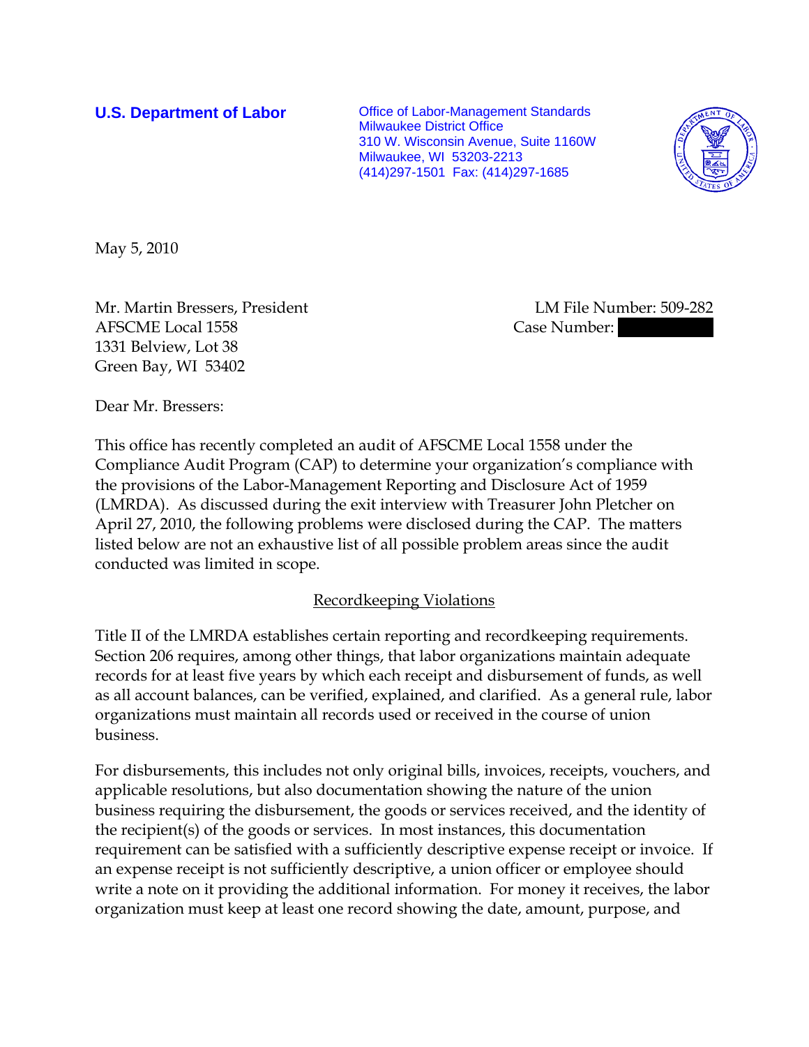**U.S. Department of Labor**

Office of Labor-Management Standards
Milwaukee District Office
310 W. Wisconsin Avenue, Suite 1160W
Milwaukee, WI 53203-2213
(414)297-1501 Fax: (414)297-1685

May 5, 2010

Mr. Martin Bressers, President
AFSCME Local 1558
1331 Belview, Lot 38
Green Bay, WI 53402

LM File Number: 509-282
Case Number:

Dear Mr. Bressers:

This office has recently completed an audit of AFSCME Local 1558 under the Compliance Audit Program (CAP) to determine your organization's compliance with the provisions of the Labor-Management Reporting and Disclosure Act of 1959 (LMRDA). As discussed during the exit interview with Treasurer John Pletcher on April 27, 2010, the following problems were disclosed during the CAP. The matters listed below are not an exhaustive list of all possible problem areas since the audit conducted was limited in scope.

## Recordkeeping Violations

Title II of the LMRDA establishes certain reporting and recordkeeping requirements. Section 206 requires, among other things, that labor organizations maintain adequate records for at least five years by which each receipt and disbursement of funds, as well as all account balances, can be verified, explained, and clarified. As a general rule, labor organizations must maintain all records used or received in the course of union business.

For disbursements, this includes not only original bills, invoices, receipts, vouchers, and applicable resolutions, but also documentation showing the nature of the union business requiring the disbursement, the goods or services received, and the identity of the recipient(s) of the goods or services. In most instances, this documentation requirement can be satisfied with a sufficiently descriptive expense receipt or invoice. If an expense receipt is not sufficiently descriptive, a union officer or employee should write a note on it providing the additional information. For money it receives, the labor organization must keep at least one record showing the date, amount, purpose, and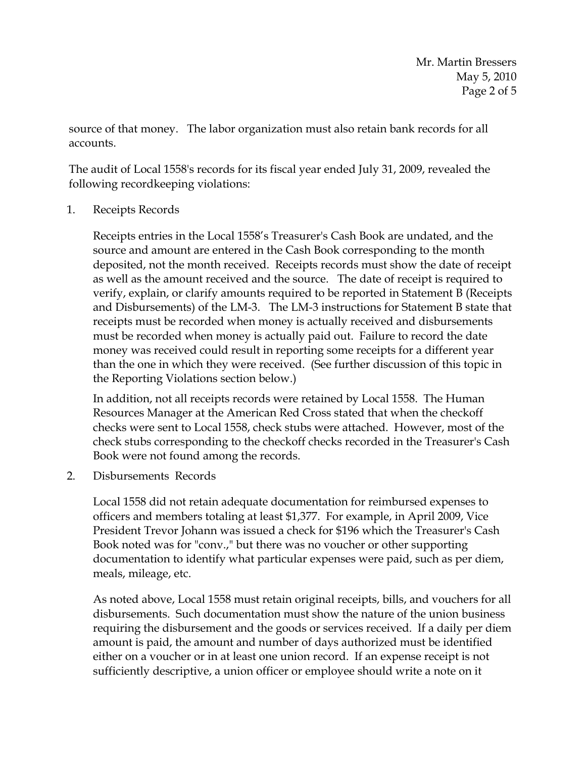source of that money. The labor organization must also retain bank records for all accounts.

The audit of Local 1558's records for its fiscal year ended July 31, 2009, revealed the following recordkeeping violations:

1. Receipts Records

   Receipts entries in the Local 1558's Treasurer's Cash Book are undated, and the source and amount are entered in the Cash Book corresponding to the month deposited, not the month received. Receipts records must show the date of receipt as well as the amount received and the source. The date of receipt is required to verify, explain, or clarify amounts required to be reported in Statement B (Receipts and Disbursements) of the LM-3. The LM-3 instructions for Statement B state that receipts must be recorded when money is actually received and disbursements must be recorded when money is actually paid out. Failure to record the date money was received could result in reporting some receipts for a different year than the one in which they were received. (See further discussion of this topic in the Reporting Violations section below.)

   In addition, not all receipts records were retained by Local 1558. The Human Resources Manager at the American Red Cross stated that when the checkoff checks were sent to Local 1558, check stubs were attached. However, most of the check stubs corresponding to the checkoff checks recorded in the Treasurer's Cash Book were not found among the records.

2. Disbursements Records

   Local 1558 did not retain adequate documentation for reimbursed expenses to officers and members totaling at least $1,377. For example, in April 2009, Vice President Trevor Johann was issued a check for $196 which the Treasurer's Cash Book noted was for "conv.," but there was no voucher or other supporting documentation to identify what particular expenses were paid, such as per diem, meals, mileage, etc.

   As noted above, Local 1558 must retain original receipts, bills, and vouchers for all disbursements. Such documentation must show the nature of the union business requiring the disbursement and the goods or services received. If a daily per diem amount is paid, the amount and number of days authorized must be identified either on a voucher or in at least one union record. If an expense receipt is not sufficiently descriptive, a union officer or employee should write a note on it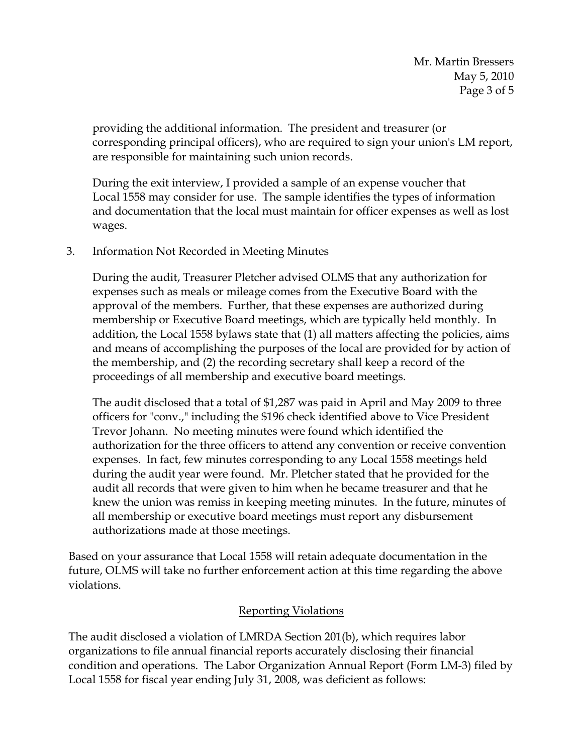providing the additional information. The president and treasurer (or corresponding principal officers), who are required to sign your union's LM report, are responsible for maintaining such union records.

During the exit interview, I provided a sample of an expense voucher that Local 1558 may consider for use. The sample identifies the types of information and documentation that the local must maintain for officer expenses as well as lost wages.

3. Information Not Recorded in Meeting Minutes

   During the audit, Treasurer Pletcher advised OLMS that any authorization for expenses such as meals or mileage comes from the Executive Board with the approval of the members. Further, that these expenses are authorized during membership or Executive Board meetings, which are typically held monthly. In addition, the Local 1558 bylaws state that (1) all matters affecting the policies, aims and means of accomplishing the purposes of the local are provided for by action of the membership, and (2) the recording secretary shall keep a record of the proceedings of all membership and executive board meetings.

   The audit disclosed that a total of $1,287 was paid in April and May 2009 to three officers for "conv.," including the $196 check identified above to Vice President Trevor Johann. No meeting minutes were found which identified the authorization for the three officers to attend any convention or receive convention expenses. In fact, few minutes corresponding to any Local 1558 meetings held during the audit year were found. Mr. Pletcher stated that he provided for the audit all records that were given to him when he became treasurer and that he knew the union was remiss in keeping meeting minutes. In the future, minutes of all membership or executive board meetings must report any disbursement authorizations made at those meetings.

Based on your assurance that Local 1558 will retain adequate documentation in the future, OLMS will take no further enforcement action at this time regarding the above violations.

## Reporting Violations

The audit disclosed a violation of LMRDA Section 201(b), which requires labor organizations to file annual financial reports accurately disclosing their financial condition and operations. The Labor Organization Annual Report (Form LM-3) filed by Local 1558 for fiscal year ending July 31, 2008, was deficient as follows: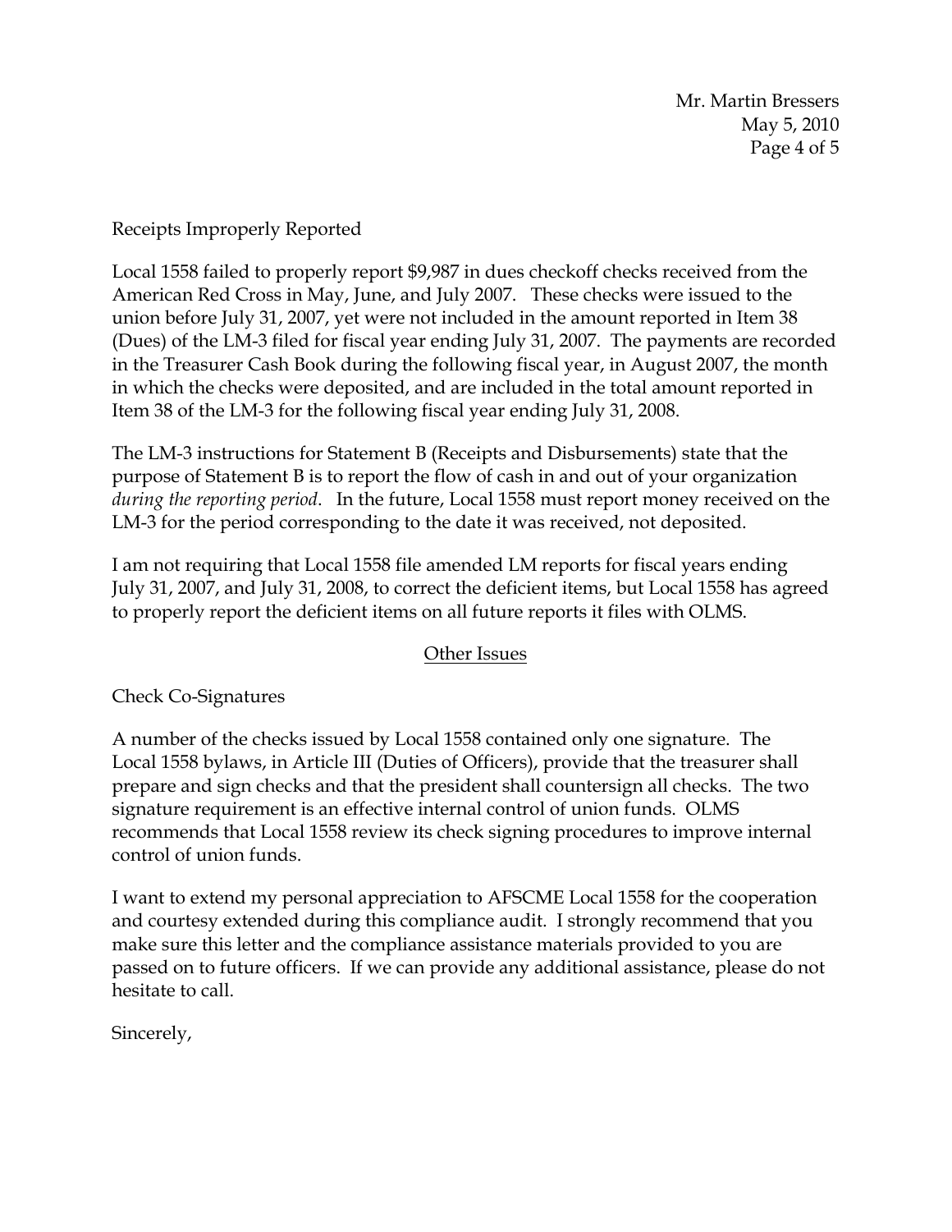Receipts Improperly Reported

Local 1558 failed to properly report $9,987 in dues checkoff checks received from the American Red Cross in May, June, and July 2007. These checks were issued to the union before July 31, 2007, yet were not included in the amount reported in Item 38 (Dues) of the LM-3 filed for fiscal year ending July 31, 2007. The payments are recorded in the Treasurer Cash Book during the following fiscal year, in August 2007, the month in which the checks were deposited, and are included in the total amount reported in Item 38 of the LM-3 for the following fiscal year ending July 31, 2008.

The LM-3 instructions for Statement B (Receipts and Disbursements) state that the purpose of Statement B is to report the flow of cash in and out of your organization *during the reporting period*. In the future, Local 1558 must report money received on the LM-3 for the period corresponding to the date it was received, not deposited.

I am not requiring that Local 1558 file amended LM reports for fiscal years ending July 31, 2007, and July 31, 2008, to correct the deficient items, but Local 1558 has agreed to properly report the deficient items on all future reports it files with OLMS.

## Other Issues

Check Co-Signatures

A number of the checks issued by Local 1558 contained only one signature. The Local 1558 bylaws, in Article III (Duties of Officers), provide that the treasurer shall prepare and sign checks and that the president shall countersign all checks. The two signature requirement is an effective internal control of union funds. OLMS recommends that Local 1558 review its check signing procedures to improve internal control of union funds.

I want to extend my personal appreciation to AFSCME Local 1558 for the cooperation and courtesy extended during this compliance audit. I strongly recommend that you make sure this letter and the compliance assistance materials provided to you are passed on to future officers. If we can provide any additional assistance, please do not hesitate to call.

Sincerely,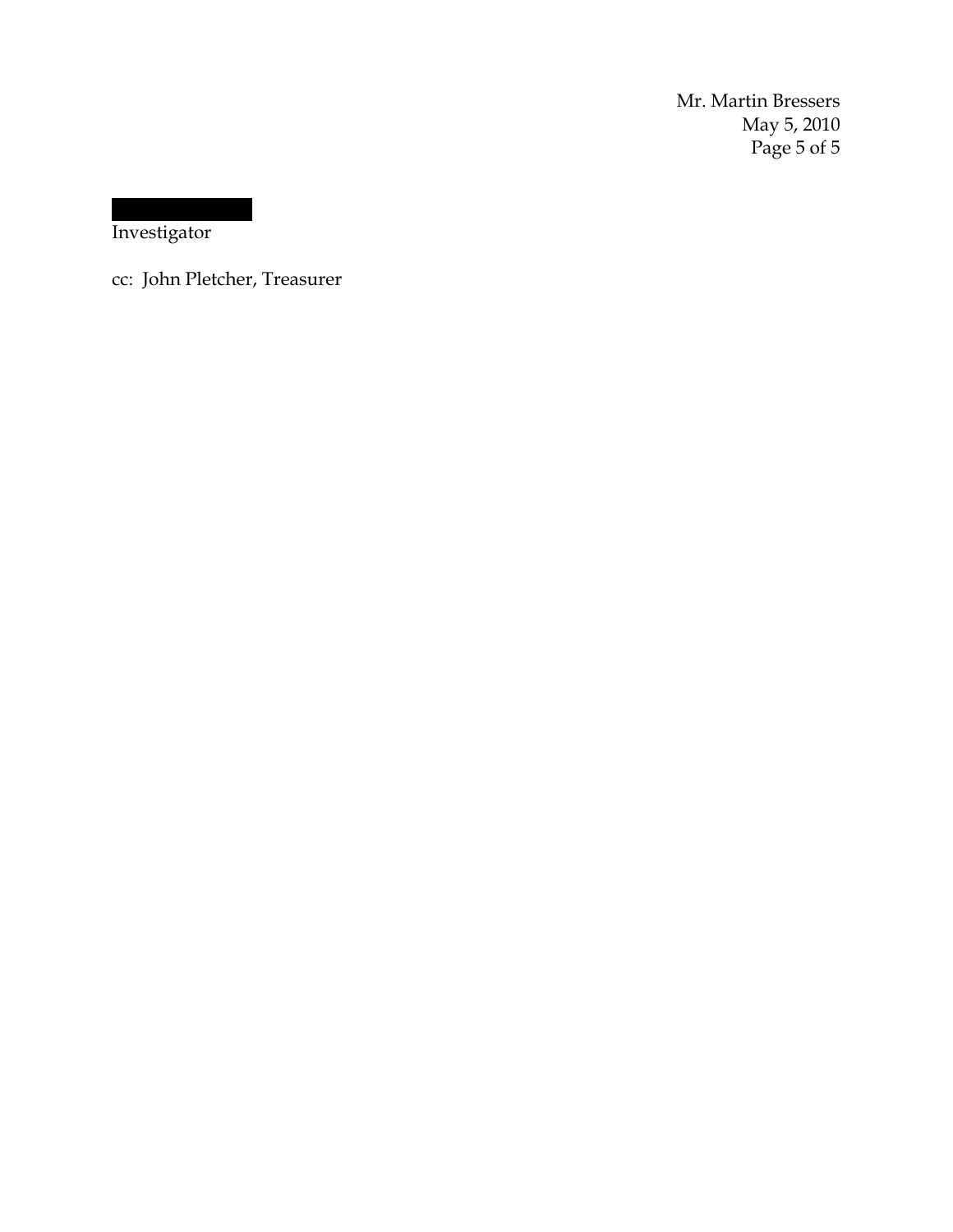Investigator

cc: John Pletcher, Treasurer